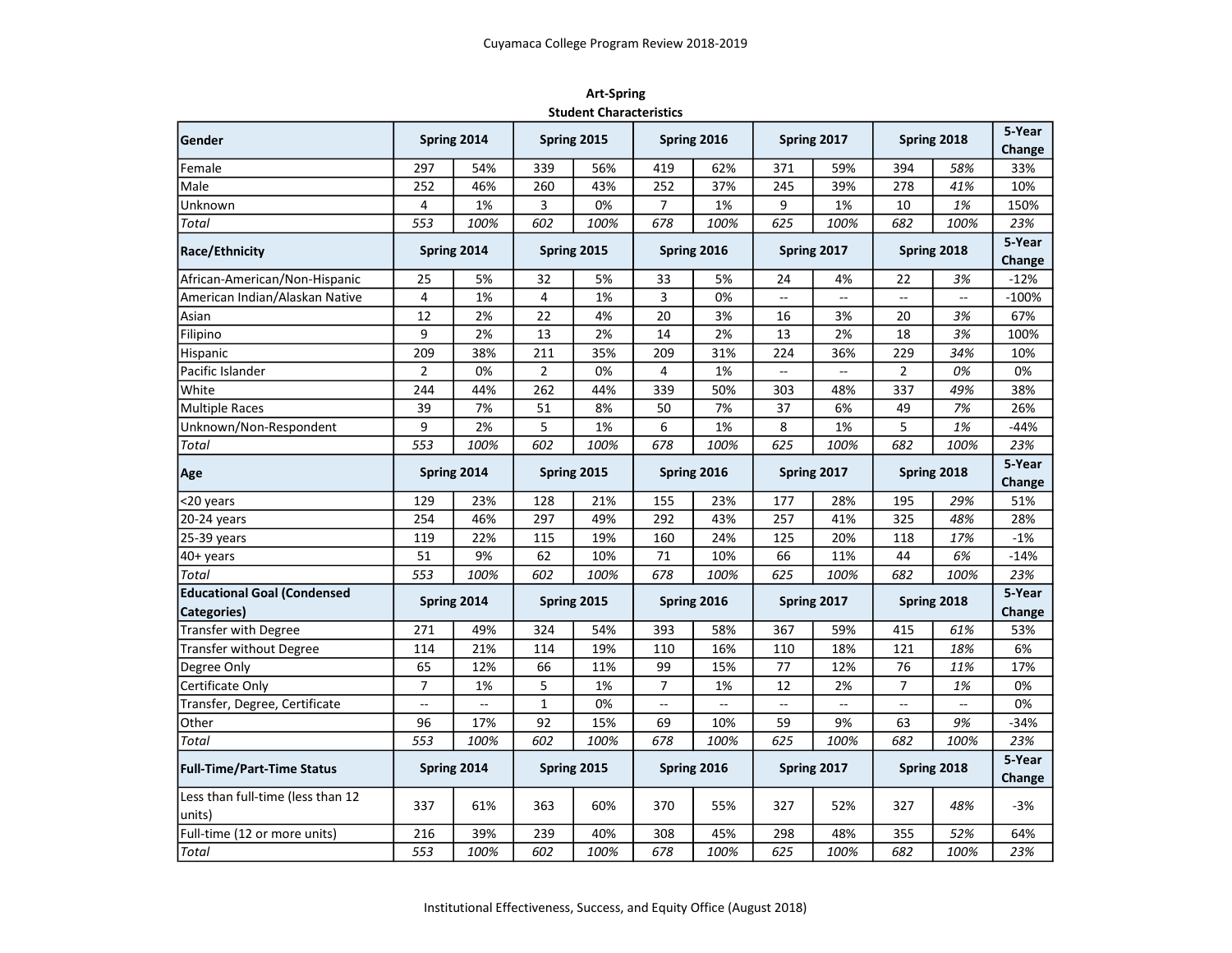Cuyamaca College Program Review 2018-2019

**Art-Spring**
**Student Characteristics**

| Gender | Spring 2014 | | Spring 2015 | | Spring 2016 | | Spring 2017 | | Spring 2018 | | 5-Year Change |
|---|---|---|---|---|---|---|---|---|---|---|---|
| Female | 297 | 54% | 339 | 56% | 419 | 62% | 371 | 59% | 394 | *58%* | 33% |
| Male | 252 | 46% | 260 | 43% | 252 | 37% | 245 | 39% | 278 | *41%* | 10% |
| Unknown | 4 | 1% | 3 | 0% | 7 | 1% | 9 | 1% | 10 | *1%* | 150% |
| *Total* | *553* | *100%* | *602* | *100%* | *678* | *100%* | *625* | *100%* | *682* | *100%* | *23%* |
| **Race/Ethnicity** | **Spring 2014** | | **Spring 2015** | | **Spring 2016** | | **Spring 2017** | | **Spring 2018** | | **5-Year Change** |
| African-American/Non-Hispanic | 25 | 5% | 32 | 5% | 33 | 5% | 24 | 4% | 22 | *3%* | -12% |
| American Indian/Alaskan Native | 4 | 1% | 4 | 1% | 3 | 0% | -- | -- | -- | -- | -100% |
| Asian | 12 | 2% | 22 | 4% | 20 | 3% | 16 | 3% | 20 | *3%* | 67% |
| Filipino | 9 | 2% | 13 | 2% | 14 | 2% | 13 | 2% | 18 | *3%* | 100% |
| Hispanic | 209 | 38% | 211 | 35% | 209 | 31% | 224 | 36% | 229 | *34%* | 10% |
| Pacific Islander | 2 | 0% | 2 | 0% | 4 | 1% | -- | -- | 2 | *0%* | 0% |
| White | 244 | 44% | 262 | 44% | 339 | 50% | 303 | 48% | 337 | *49%* | 38% |
| Multiple Races | 39 | 7% | 51 | 8% | 50 | 7% | 37 | 6% | 49 | *7%* | 26% |
| Unknown/Non-Respondent | 9 | 2% | 5 | 1% | 6 | 1% | 8 | 1% | 5 | *1%* | -44% |
| *Total* | *553* | *100%* | *602* | *100%* | *678* | *100%* | *625* | *100%* | *682* | *100%* | *23%* |
| **Age** | **Spring 2014** | | **Spring 2015** | | **Spring 2016** | | **Spring 2017** | | **Spring 2018** | | **5-Year Change** |
| <20 years | 129 | 23% | 128 | 21% | 155 | 23% | 177 | 28% | 195 | *29%* | 51% |
| 20-24 years | 254 | 46% | 297 | 49% | 292 | 43% | 257 | 41% | 325 | *48%* | 28% |
| 25-39 years | 119 | 22% | 115 | 19% | 160 | 24% | 125 | 20% | 118 | *17%* | -1% |
| 40+ years | 51 | 9% | 62 | 10% | 71 | 10% | 66 | 11% | 44 | *6%* | -14% |
| *Total* | *553* | *100%* | *602* | *100%* | *678* | *100%* | *625* | *100%* | *682* | *100%* | *23%* |
| **Educational Goal (Condensed Categories)** | **Spring 2014** | | **Spring 2015** | | **Spring 2016** | | **Spring 2017** | | **Spring 2018** | | **5-Year Change** |
| Transfer with Degree | 271 | 49% | 324 | 54% | 393 | 58% | 367 | 59% | 415 | *61%* | 53% |
| Transfer without Degree | 114 | 21% | 114 | 19% | 110 | 16% | 110 | 18% | 121 | *18%* | 6% |
| Degree Only | 65 | 12% | 66 | 11% | 99 | 15% | 77 | 12% | 76 | *11%* | 17% |
| Certificate Only | 7 | 1% | 5 | 1% | 7 | 1% | 12 | 2% | 7 | *1%* | 0% |
| Transfer, Degree, Certificate | -- | -- | 1 | 0% | -- | -- | -- | -- | -- | -- | 0% |
| Other | 96 | 17% | 92 | 15% | 69 | 10% | 59 | 9% | 63 | *9%* | -34% |
| *Total* | *553* | *100%* | *602* | *100%* | *678* | *100%* | *625* | *100%* | *682* | *100%* | *23%* |
| **Full-Time/Part-Time Status** | **Spring 2014** | | **Spring 2015** | | **Spring 2016** | | **Spring 2017** | | **Spring 2018** | | **5-Year Change** |
| Less than full-time (less than 12 units) | 337 | 61% | 363 | 60% | 370 | 55% | 327 | 52% | 327 | *48%* | -3% |
| Full-time (12 or more units) | 216 | 39% | 239 | 40% | 308 | 45% | 298 | 48% | 355 | *52%* | 64% |
| *Total* | *553* | *100%* | *602* | *100%* | *678* | *100%* | *625* | *100%* | *682* | *100%* | *23%* |

Institutional Effectiveness, Success, and Equity Office (August 2018)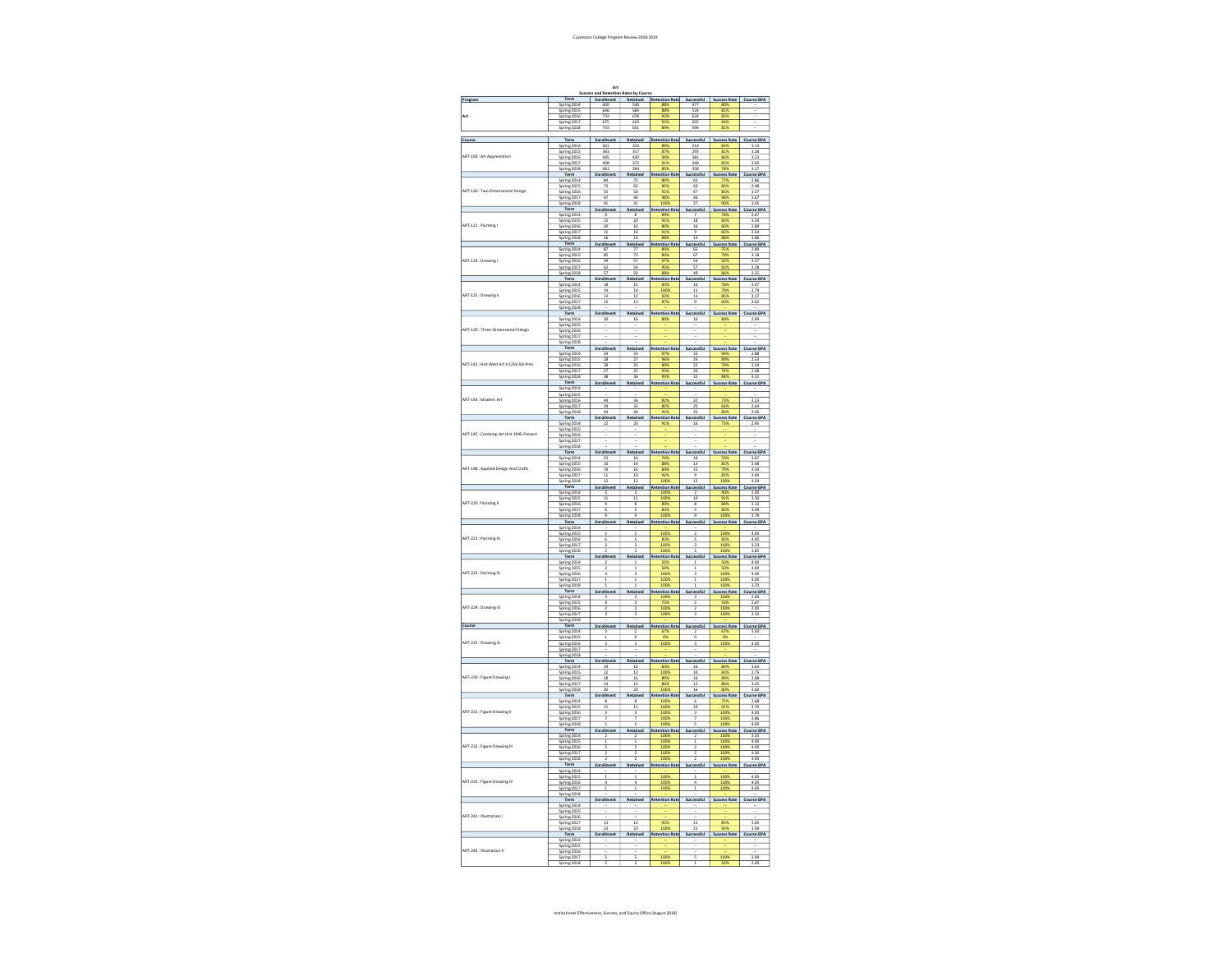# Art

## Success and Retention Rates by Course

| Program | Term | Enrollment | Retained | Retention Rate | Successful | Success Rate | Course GPA |
|---|---|---|---|---|---|---|---|
| Art | Spring 2014 | 600 | 530 | 88% | 477 | 80% | -- |
| | Spring 2015 | 646 | 569 | 88% | 524 | 81% | -- |
| | Spring 2016 | 733 | 678 | 92% | 624 | 85% | -- |
| | Spring 2017 | 675 | 619 | 92% | 565 | 84% | -- |
| | Spring 2018 | 733 | 651 | 89% | 594 | 81% | -- |

| Course | Term | Enrollment | Retained | Retention Rate | Successful | Success Rate | Course GPA |
|---|---|---|---|---|---|---|---|
| ART-100 : Art Appreciation | Spring 2014 | 261 | 233 | 89% | 214 | 82% | 3.13 |
| | Spring 2015 | 363 | 317 | 87% | 293 | 81% | 3.28 |
| | Spring 2016 | 445 | 420 | 94% | 381 | 86% | 3.23 |
| | Spring 2017 | 408 | 372 | 91% | 340 | 83% | 3.05 |
| | Spring 2018 | 461 | 394 | 85% | 358 | 78% | 3.17 |
| ART-120 : Two-Dimensional Design | Spring 2014 | 84 | 75 | 89% | 65 | 77% | 2.86 |
| | Spring 2015 | 73 | 62 | 85% | 60 | 82% | 3.48 |
| | Spring 2016 | 55 | 50 | 91% | 47 | 85% | 3.37 |
| | Spring 2017 | 47 | 46 | 98% | 46 | 98% | 3.67 |
| | Spring 2018 | 41 | 41 | 100% | 37 | 90% | 3.05 |
| ART-121 : Painting I | Spring 2014 | 9 | 8 | 89% | 7 | 78% | 2.67 |
| | Spring 2015 | 22 | 20 | 91% | 18 | 82% | 3.03 |
| | Spring 2016 | 20 | 16 | 80% | 16 | 80% | 2.89 |
| | Spring 2017 | 11 | 10 | 91% | 9 | 82% | 3.54 |
| | Spring 2018 | 16 | 14 | 88% | 14 | 88% | 3.86 |
| ART-124 : Drawing I | Spring 2014 | 87 | 77 | 89% | 65 | 75% | 2.89 |
| | Spring 2015 | 85 | 73 | 86% | 67 | 79% | 3.18 |
| | Spring 2016 | 59 | 57 | 97% | 54 | 92% | 3.27 |
| | Spring 2017 | 62 | 59 | 95% | 57 | 92% | 3.28 |
| | Spring 2018 | 57 | 50 | 88% | 49 | 86% | 3.25 |
| ART-125 : Drawing II | Spring 2014 | 18 | 15 | 83% | 14 | 78% | 3.07 |
| | Spring 2015 | 14 | 14 | 100% | 11 | 79% | 2.79 |
| | Spring 2016 | 13 | 12 | 92% | 11 | 85% | 3.17 |
| | Spring 2017 | 15 | 13 | 87% | 9 | 60% | 2.62 |
| | Spring 2018 | -- | -- | -- | -- | -- | -- |
| ART-129 : Three-Dimensional Design | Spring 2014 | 20 | 16 | 80% | 16 | 80% | 2.99 |
| | Spring 2015 | -- | -- | -- | -- | -- | -- |
| | Spring 2016 | -- | -- | -- | -- | -- | -- |
| | Spring 2017 | -- | -- | -- | -- | -- | -- |
| | Spring 2018 | -- | -- | -- | -- | -- | -- |
| ART-141 : Hist West Art II 1250 AD-Pres | Spring 2014 | 34 | 33 | 97% | 32 | 94% | 2.88 |
| | Spring 2015 | 28 | 27 | 96% | 25 | 89% | 2.53 |
| | Spring 2016 | 28 | 25 | 89% | 22 | 79% | 3.24 |
| | Spring 2017 | 27 | 25 | 93% | 20 | 74% | 2.48 |
| | Spring 2018 | 38 | 36 | 95% | 32 | 84% | 3.31 |
| ART-143 : Modern Art | Spring 2014 | -- | -- | -- | -- | -- | -- |
| | Spring 2015 | -- | -- | -- | -- | -- | -- |
| | Spring 2016 | 44 | 36 | 82% | 32 | 73% | 3.23 |
| | Spring 2017 | 39 | 33 | 85% | 25 | 64% | 2.64 |
| | Spring 2018 | 44 | 40 | 91% | 35 | 80% | 3.06 |
| ART-145 : Contemp Art Hist 1945-Present | Spring 2014 | 22 | 20 | 91% | 16 | 73% | 2.95 |
| | Spring 2015 | -- | -- | -- | -- | -- | -- |
| | Spring 2016 | -- | -- | -- | -- | -- | -- |
| | Spring 2017 | -- | -- | -- | -- | -- | -- |
| | Spring 2018 | -- | -- | -- | -- | -- | -- |
| ART-148 : Applied Design And Crafts | Spring 2014 | 23 | 16 | 70% | 16 | 70% | 3.67 |
| | Spring 2015 | 16 | 14 | 88% | 13 | 81% | 3.48 |
| | Spring 2016 | 19 | 16 | 84% | 15 | 79% | 3.33 |
| | Spring 2017 | 11 | 10 | 91% | 9 | 82% | 3.49 |
| | Spring 2018 | 12 | 12 | 100% | 12 | 100% | 3.59 |
| ART-220 : Painting II | Spring 2014 | 5 | 5 | 100% | 2 | 40% | 2.00 |
| | Spring 2015 | 11 | 11 | 100% | 10 | 91% | 3.35 |
| | Spring 2016 | 9 | 8 | 89% | 8 | 89% | 3.13 |
| | Spring 2017 | 6 | 5 | 83% | 5 | 83% | 3.94 |
| | Spring 2018 | 9 | 9 | 100% | 9 | 100% | 3.78 |
| ART-221 : Painting III | Spring 2014 | -- | -- | -- | -- | -- | -- |
| | Spring 2015 | 2 | 2 | 100% | 2 | 100% | 4.00 |
| | Spring 2016 | 6 | 5 | 83% | 5 | 83% | 4.00 |
| | Spring 2017 | 3 | 3 | 100% | 3 | 100% | 3.33 |
| | Spring 2018 | 2 | 2 | 100% | 2 | 100% | 3.85 |
| ART-222 : Painting IV | Spring 2014 | 2 | 1 | 50% | 1 | 50% | 4.00 |
| | Spring 2015 | 2 | 1 | 50% | 1 | 50% | 4.00 |
| | Spring 2016 | 3 | 3 | 100% | 3 | 100% | 4.00 |
| | Spring 2017 | 1 | 1 | 100% | 1 | 100% | 4.00 |
| | Spring 2018 | 1 | 1 | 100% | 1 | 100% | 3.70 |
| ART-224 : Drawing III | Spring 2014 | 3 | 3 | 100% | 3 | 100% | 2.00 |
| | Spring 2015 | 4 | 3 | 75% | 2 | 50% | 2.67 |
| | Spring 2016 | 2 | 2 | 100% | 2 | 100% | 3.00 |
| | Spring 2017 | 3 | 3 | 100% | 3 | 100% | 3.33 |
| | Spring 2018 | -- | -- | -- | -- | -- | -- |
| ART-225 : Drawing IV | Spring 2014 | 3 | 2 | 67% | 2 | 67% | 3.50 |
| | Spring 2015 | 1 | 0 | 0% | 0 | 0% | -- |
| | Spring 2016 | 3 | 3 | 100% | 3 | 100% | 4.00 |
| | Spring 2017 | -- | -- | -- | -- | -- | -- |
| | Spring 2018 | -- | -- | -- | -- | -- | -- |
| ART-230 : Figure Drawing I | Spring 2014 | 19 | 16 | 84% | 16 | 84% | 3.63 |
| | Spring 2015 | 12 | 12 | 100% | 10 | 83% | 2.75 |
| | Spring 2016 | 18 | 16 | 89% | 16 | 89% | 3.08 |
| | Spring 2017 | 14 | 12 | 86% | 12 | 86% | 3.25 |
| | Spring 2018 | 20 | 20 | 100% | 16 | 80% | 3.00 |
| ART-231 : Figure Drawing II | Spring 2014 | 8 | 8 | 100% | 6 | 75% | 2.68 |
| | Spring 2015 | 11 | 11 | 100% | 10 | 91% | 3.70 |
| | Spring 2016 | 3 | 3 | 100% | 3 | 100% | 4.00 |
| | Spring 2017 | 7 | 7 | 100% | 7 | 100% | 3.86 |
| | Spring 2018 | 5 | 5 | 100% | 5 | 100% | 4.00 |
| ART-232 : Figure Drawing III | Spring 2014 | 2 | 2 | 100% | 2 | 100% | 3.35 |
| | Spring 2015 | 1 | 1 | 100% | 1 | 100% | 4.00 |
| | Spring 2016 | 2 | 2 | 100% | 2 | 100% | 4.00 |
| | Spring 2017 | 2 | 2 | 100% | 2 | 100% | 4.00 |
| | Spring 2018 | 2 | 2 | 100% | 2 | 100% | 4.00 |
| ART-233 : Figure Drawing IV | Spring 2014 | -- | -- | -- | -- | -- | -- |
| | Spring 2015 | 1 | 1 | 100% | 1 | 100% | 4.00 |
| | Spring 2016 | 4 | 4 | 100% | 4 | 100% | 4.00 |
| | Spring 2017 | 1 | 1 | 100% | 1 | 100% | 4.00 |
| | Spring 2018 | -- | -- | -- | -- | -- | -- |
| ART-241 : Illustration I | Spring 2014 | -- | -- | -- | -- | -- | -- |
| | Spring 2015 | -- | -- | -- | -- | -- | -- |
| | Spring 2016 | -- | -- | -- | -- | -- | -- |
| | Spring 2017 | 13 | 12 | 92% | 11 | 85% | 3.00 |
| | Spring 2018 | 23 | 23 | 100% | 21 | 91% | 3.09 |
| ART-242 : Illustration II | Spring 2014 | -- | -- | -- | -- | -- | -- |
| | Spring 2015 | -- | -- | -- | -- | -- | -- |
| | Spring 2016 | -- | -- | -- | -- | -- | -- |
| | Spring 2017 | 5 | 5 | 100% | 5 | 100% | 3.90 |
| | Spring 2018 | 2 | 2 | 100% | 1 | 50% | 2.00 |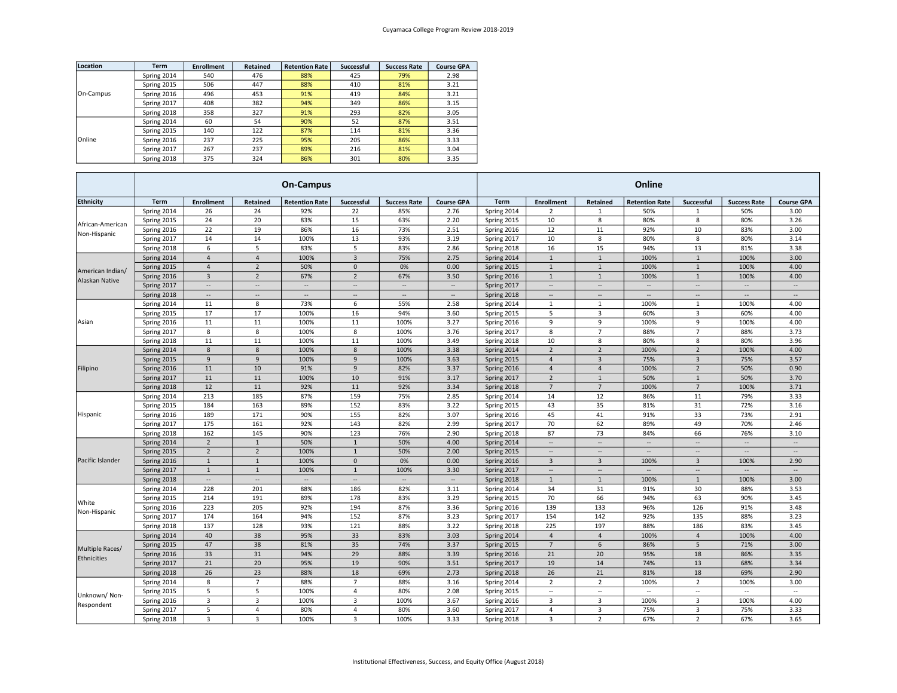| Location | Term | Enrollment | Retained | Retention Rate | Successful | Success Rate | Course GPA |
|---|---|---|---|---|---|---|---|
| On-Campus | Spring 2014 | 540 | 476 | 88% | 425 | 79% | 2.98 |
| | Spring 2015 | 506 | 447 | 88% | 410 | 81% | 3.21 |
| | Spring 2016 | 496 | 453 | 91% | 419 | 84% | 3.21 |
| | Spring 2017 | 408 | 382 | 94% | 349 | 86% | 3.15 |
| | Spring 2018 | 358 | 327 | 91% | 293 | 82% | 3.05 |
| Online | Spring 2014 | 60 | 54 | 90% | 52 | 87% | 3.51 |
| | Spring 2015 | 140 | 122 | 87% | 114 | 81% | 3.36 |
| | Spring 2016 | 237 | 225 | 95% | 205 | 86% | 3.33 |
| | Spring 2017 | 267 | 237 | 89% | 216 | 81% | 3.04 |
| | Spring 2018 | 375 | 324 | 86% | 301 | 80% | 3.35 |

| | On-Campus | | | | | | | Online | | | | | | |
|---|---|---|---|---|---|---|---|---|---|---|---|---|---|---|
| Ethnicity | Term | Enrollment | Retained | Retention Rate | Successful | Success Rate | Course GPA | Term | Enrollment | Retained | Retention Rate | Successful | Success Rate | Course GPA |
| African-American Non-Hispanic | Spring 2014 | 26 | 24 | 92% | 22 | 85% | 2.76 | Spring 2014 | 2 | 1 | 50% | 1 | 50% | 3.00 |
| | Spring 2015 | 24 | 20 | 83% | 15 | 63% | 2.20 | Spring 2015 | 10 | 8 | 80% | 8 | 80% | 3.26 |
| | Spring 2016 | 22 | 19 | 86% | 16 | 73% | 2.51 | Spring 2016 | 12 | 11 | 92% | 10 | 83% | 3.00 |
| | Spring 2017 | 14 | 14 | 100% | 13 | 93% | 3.19 | Spring 2017 | 10 | 8 | 80% | 8 | 80% | 3.14 |
| | Spring 2018 | 6 | 5 | 83% | 5 | 83% | 2.86 | Spring 2018 | 16 | 15 | 94% | 13 | 81% | 3.38 |
| American Indian/ Alaskan Native | Spring 2014 | 4 | 4 | 100% | 3 | 75% | 2.75 | Spring 2014 | 1 | 1 | 100% | 1 | 100% | 3.00 |
| | Spring 2015 | 4 | 2 | 50% | 0 | 0% | 0.00 | Spring 2015 | 1 | 1 | 100% | 1 | 100% | 4.00 |
| | Spring 2016 | 3 | 2 | 67% | 2 | 67% | 3.50 | Spring 2016 | 1 | 1 | 100% | 1 | 100% | 4.00 |
| | Spring 2017 | -- | -- | -- | -- | -- | -- | Spring 2017 | -- | -- | -- | -- | -- | -- |
| | Spring 2018 | -- | -- | -- | -- | -- | -- | Spring 2018 | -- | -- | -- | -- | -- | -- |
| Asian | Spring 2014 | 11 | 8 | 73% | 6 | 55% | 2.58 | Spring 2014 | 1 | 1 | 100% | 1 | 100% | 4.00 |
| | Spring 2015 | 17 | 17 | 100% | 16 | 94% | 3.60 | Spring 2015 | 5 | 3 | 60% | 3 | 60% | 4.00 |
| | Spring 2016 | 11 | 11 | 100% | 11 | 100% | 3.27 | Spring 2016 | 9 | 9 | 100% | 9 | 100% | 4.00 |
| | Spring 2017 | 8 | 8 | 100% | 8 | 100% | 3.76 | Spring 2017 | 8 | 7 | 88% | 7 | 88% | 3.73 |
| | Spring 2018 | 11 | 11 | 100% | 11 | 100% | 3.49 | Spring 2018 | 10 | 8 | 80% | 8 | 80% | 3.96 |
| Filipino | Spring 2014 | 8 | 8 | 100% | 8 | 100% | 3.38 | Spring 2014 | 2 | 2 | 100% | 2 | 100% | 4.00 |
| | Spring 2015 | 9 | 9 | 100% | 9 | 100% | 3.63 | Spring 2015 | 4 | 3 | 75% | 3 | 75% | 3.57 |
| | Spring 2016 | 11 | 10 | 91% | 9 | 82% | 3.37 | Spring 2016 | 4 | 4 | 100% | 2 | 50% | 0.90 |
| | Spring 2017 | 11 | 11 | 100% | 10 | 91% | 3.17 | Spring 2017 | 2 | 1 | 50% | 1 | 50% | 3.70 |
| | Spring 2018 | 12 | 11 | 92% | 11 | 92% | 3.34 | Spring 2018 | 7 | 7 | 100% | 7 | 100% | 3.71 |
| Hispanic | Spring 2014 | 213 | 185 | 87% | 159 | 75% | 2.85 | Spring 2014 | 14 | 12 | 86% | 11 | 79% | 3.33 |
| | Spring 2015 | 184 | 163 | 89% | 152 | 83% | 3.22 | Spring 2015 | 43 | 35 | 81% | 31 | 72% | 3.16 |
| | Spring 2016 | 189 | 171 | 90% | 155 | 82% | 3.07 | Spring 2016 | 45 | 41 | 91% | 33 | 73% | 2.91 |
| | Spring 2017 | 175 | 161 | 92% | 143 | 82% | 2.99 | Spring 2017 | 70 | 62 | 89% | 49 | 70% | 2.46 |
| | Spring 2018 | 162 | 145 | 90% | 123 | 76% | 2.90 | Spring 2018 | 87 | 73 | 84% | 66 | 76% | 3.10 |
| Pacific Islander | Spring 2014 | 2 | 1 | 50% | 1 | 50% | 4.00 | Spring 2014 | -- | -- | -- | -- | -- | -- |
| | Spring 2015 | 2 | 2 | 100% | 1 | 50% | 2.00 | Spring 2015 | -- | -- | -- | -- | -- | -- |
| | Spring 2016 | 1 | 1 | 100% | 0 | 0% | 0.00 | Spring 2016 | 3 | 3 | 100% | 3 | 100% | 2.90 |
| | Spring 2017 | 1 | 1 | 100% | 1 | 100% | 3.30 | Spring 2017 | -- | -- | -- | -- | -- | -- |
| | Spring 2018 | -- | -- | -- | -- | -- | -- | Spring 2018 | 1 | 1 | 100% | 1 | 100% | 3.00 |
| White Non-Hispanic | Spring 2014 | 228 | 201 | 88% | 186 | 82% | 3.11 | Spring 2014 | 34 | 31 | 91% | 30 | 88% | 3.53 |
| | Spring 2015 | 214 | 191 | 89% | 178 | 83% | 3.29 | Spring 2015 | 70 | 66 | 94% | 63 | 90% | 3.45 |
| | Spring 2016 | 223 | 205 | 92% | 194 | 87% | 3.36 | Spring 2016 | 139 | 133 | 96% | 126 | 91% | 3.48 |
| | Spring 2017 | 174 | 164 | 94% | 152 | 87% | 3.23 | Spring 2017 | 154 | 142 | 92% | 135 | 88% | 3.23 |
| | Spring 2018 | 137 | 128 | 93% | 121 | 88% | 3.22 | Spring 2018 | 225 | 197 | 88% | 186 | 83% | 3.45 |
| Multiple Races/ Ethnicities | Spring 2014 | 40 | 38 | 95% | 33 | 83% | 3.03 | Spring 2014 | 4 | 4 | 100% | 4 | 100% | 4.00 |
| | Spring 2015 | 47 | 38 | 81% | 35 | 74% | 3.37 | Spring 2015 | 7 | 6 | 86% | 5 | 71% | 3.00 |
| | Spring 2016 | 33 | 31 | 94% | 29 | 88% | 3.39 | Spring 2016 | 21 | 20 | 95% | 18 | 86% | 3.35 |
| | Spring 2017 | 21 | 20 | 95% | 19 | 90% | 3.51 | Spring 2017 | 19 | 14 | 74% | 13 | 68% | 3.34 |
| | Spring 2018 | 26 | 23 | 88% | 18 | 69% | 2.73 | Spring 2018 | 26 | 21 | 81% | 18 | 69% | 2.90 |
| Unknown/ Non-Respondent | Spring 2014 | 8 | 7 | 88% | 7 | 88% | 3.16 | Spring 2014 | 2 | 2 | 100% | 2 | 100% | 3.00 |
| | Spring 2015 | 5 | 5 | 100% | 4 | 80% | 2.08 | Spring 2015 | -- | -- | -- | -- | -- | -- |
| | Spring 2016 | 3 | 3 | 100% | 3 | 100% | 3.67 | Spring 2016 | 3 | 3 | 100% | 3 | 100% | 4.00 |
| | Spring 2017 | 5 | 4 | 80% | 4 | 80% | 3.60 | Spring 2017 | 4 | 3 | 75% | 3 | 75% | 3.33 |
| | Spring 2018 | 3 | 3 | 100% | 3 | 100% | 3.33 | Spring 2018 | 3 | 2 | 67% | 2 | 67% | 3.65 |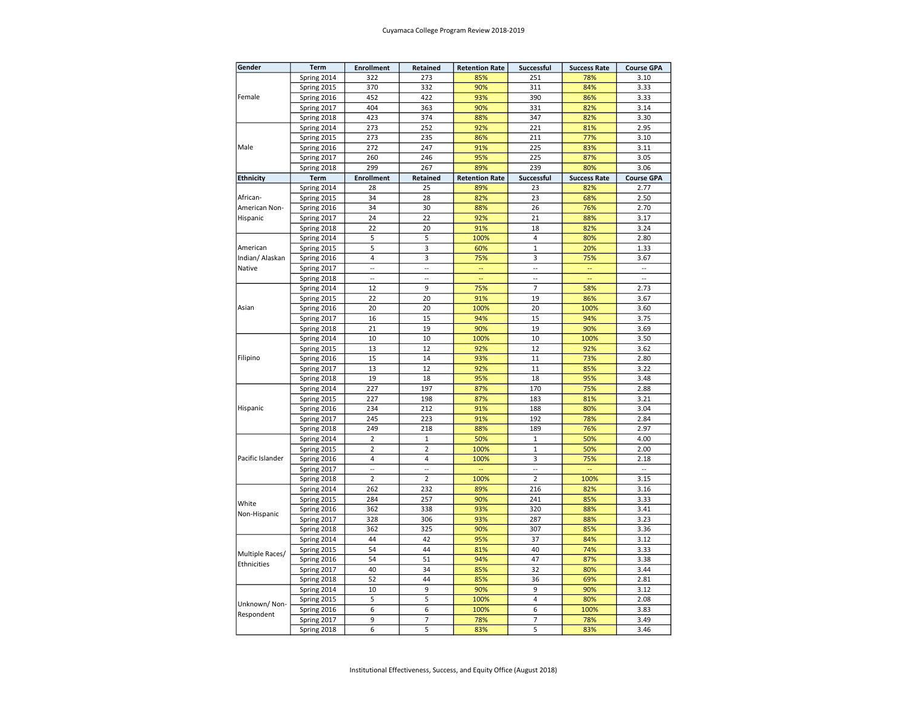| Gender | Term | Enrollment | Retained | Retention Rate | Successful | Success Rate | Course GPA |
|---|---|---|---|---|---|---|---|
| Female | Spring 2014 | 322 | 273 | 85% | 251 | 78% | 3.10 |
| | Spring 2015 | 370 | 332 | 90% | 311 | 84% | 3.33 |
| | Spring 2016 | 452 | 422 | 93% | 390 | 86% | 3.33 |
| | Spring 2017 | 404 | 363 | 90% | 331 | 82% | 3.14 |
| | Spring 2018 | 423 | 374 | 88% | 347 | 82% | 3.30 |
| Male | Spring 2014 | 273 | 252 | 92% | 221 | 81% | 2.95 |
| | Spring 2015 | 273 | 235 | 86% | 211 | 77% | 3.10 |
| | Spring 2016 | 272 | 247 | 91% | 225 | 83% | 3.11 |
| | Spring 2017 | 260 | 246 | 95% | 225 | 87% | 3.05 |
| | Spring 2018 | 299 | 267 | 89% | 239 | 80% | 3.06 |
| **Ethnicity** | **Term** | **Enrollment** | **Retained** | **Retention Rate** | **Successful** | **Success Rate** | **Course GPA** |
| African-American Non-Hispanic | Spring 2014 | 28 | 25 | 89% | 23 | 82% | 2.77 |
| | Spring 2015 | 34 | 28 | 82% | 23 | 68% | 2.50 |
| | Spring 2016 | 34 | 30 | 88% | 26 | 76% | 2.70 |
| | Spring 2017 | 24 | 22 | 92% | 21 | 88% | 3.17 |
| | Spring 2018 | 22 | 20 | 91% | 18 | 82% | 3.24 |
| American Indian/ Alaskan Native | Spring 2014 | 5 | 5 | 100% | 4 | 80% | 2.80 |
| | Spring 2015 | 5 | 3 | 60% | 1 | 20% | 1.33 |
| | Spring 2016 | 4 | 3 | 75% | 3 | 75% | 3.67 |
| | Spring 2017 | -- | -- | -- | -- | -- | -- |
| | Spring 2018 | -- | -- | -- | -- | -- | -- |
| Asian | Spring 2014 | 12 | 9 | 75% | 7 | 58% | 2.73 |
| | Spring 2015 | 22 | 20 | 91% | 19 | 86% | 3.67 |
| | Spring 2016 | 20 | 20 | 100% | 20 | 100% | 3.60 |
| | Spring 2017 | 16 | 15 | 94% | 15 | 94% | 3.75 |
| | Spring 2018 | 21 | 19 | 90% | 19 | 90% | 3.69 |
| Filipino | Spring 2014 | 10 | 10 | 100% | 10 | 100% | 3.50 |
| | Spring 2015 | 13 | 12 | 92% | 12 | 92% | 3.62 |
| | Spring 2016 | 15 | 14 | 93% | 11 | 73% | 2.80 |
| | Spring 2017 | 13 | 12 | 92% | 11 | 85% | 3.22 |
| | Spring 2018 | 19 | 18 | 95% | 18 | 95% | 3.48 |
| Hispanic | Spring 2014 | 227 | 197 | 87% | 170 | 75% | 2.88 |
| | Spring 2015 | 227 | 198 | 87% | 183 | 81% | 3.21 |
| | Spring 2016 | 234 | 212 | 91% | 188 | 80% | 3.04 |
| | Spring 2017 | 245 | 223 | 91% | 192 | 78% | 2.84 |
| | Spring 2018 | 249 | 218 | 88% | 189 | 76% | 2.97 |
| Pacific Islander | Spring 2014 | 2 | 1 | 50% | 1 | 50% | 4.00 |
| | Spring 2015 | 2 | 2 | 100% | 1 | 50% | 2.00 |
| | Spring 2016 | 4 | 4 | 100% | 3 | 75% | 2.18 |
| | Spring 2017 | -- | -- | -- | -- | -- | -- |
| | Spring 2018 | 2 | 2 | 100% | 2 | 100% | 3.15 |
| White Non-Hispanic | Spring 2014 | 262 | 232 | 89% | 216 | 82% | 3.16 |
| | Spring 2015 | 284 | 257 | 90% | 241 | 85% | 3.33 |
| | Spring 2016 | 362 | 338 | 93% | 320 | 88% | 3.41 |
| | Spring 2017 | 328 | 306 | 93% | 287 | 88% | 3.23 |
| | Spring 2018 | 362 | 325 | 90% | 307 | 85% | 3.36 |
| Multiple Races/ Ethnicities | Spring 2014 | 44 | 42 | 95% | 37 | 84% | 3.12 |
| | Spring 2015 | 54 | 44 | 81% | 40 | 74% | 3.33 |
| | Spring 2016 | 54 | 51 | 94% | 47 | 87% | 3.38 |
| | Spring 2017 | 40 | 34 | 85% | 32 | 80% | 3.44 |
| | Spring 2018 | 52 | 44 | 85% | 36 | 69% | 2.81 |
| Unknown/ Non-Respondent | Spring 2014 | 10 | 9 | 90% | 9 | 90% | 3.12 |
| | Spring 2015 | 5 | 5 | 100% | 4 | 80% | 2.08 |
| | Spring 2016 | 6 | 6 | 100% | 6 | 100% | 3.83 |
| | Spring 2017 | 9 | 7 | 78% | 7 | 78% | 3.49 |
| | Spring 2018 | 6 | 5 | 83% | 5 | 83% | 3.46 |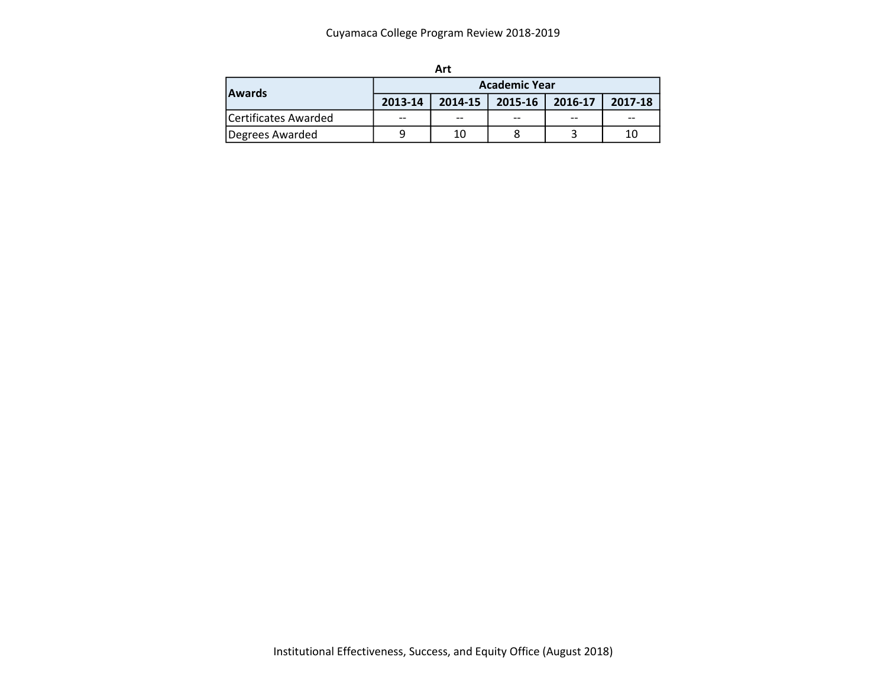**Art**

| Awards | Academic Year | | | | |
|---|---|---|---|---|---|
| | 2013-14 | 2014-15 | 2015-16 | 2016-17 | 2017-18 |
| Certificates Awarded | -- | -- | -- | -- | -- |
| Degrees Awarded | 9 | 10 | 8 | 3 | 10 |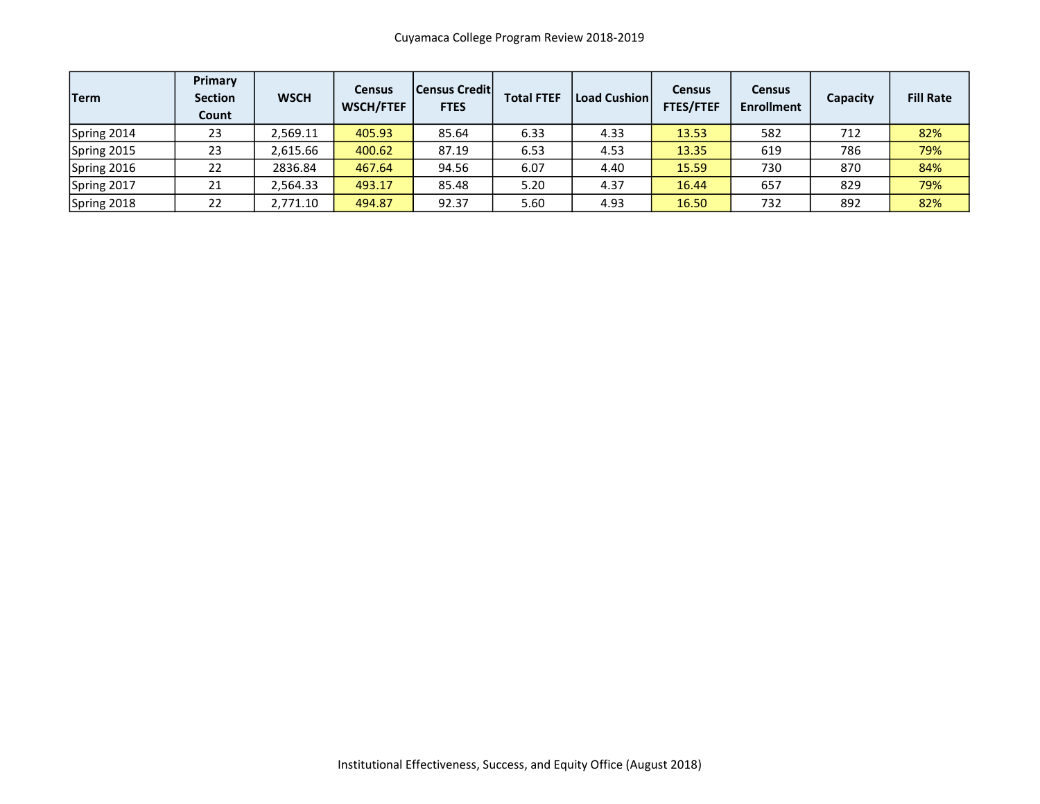| Term | Primary Section Count | WSCH | Census WSCH/FTEF | Census Credit FTES | Total FTEF | Load Cushion | Census FTES/FTEF | Census Enrollment | Capacity | Fill Rate |
|---|---|---|---|---|---|---|---|---|---|---|
| Spring 2014 | 23 | 2,569.11 | 405.93 | 85.64 | 6.33 | 4.33 | 13.53 | 582 | 712 | 82% |
| Spring 2015 | 23 | 2,615.66 | 400.62 | 87.19 | 6.53 | 4.53 | 13.35 | 619 | 786 | 79% |
| Spring 2016 | 22 | 2836.84 | 467.64 | 94.56 | 6.07 | 4.40 | 15.59 | 730 | 870 | 84% |
| Spring 2017 | 21 | 2,564.33 | 493.17 | 85.48 | 5.20 | 4.37 | 16.44 | 657 | 829 | 79% |
| Spring 2018 | 22 | 2,771.10 | 494.87 | 92.37 | 5.60 | 4.93 | 16.50 | 732 | 892 | 82% |